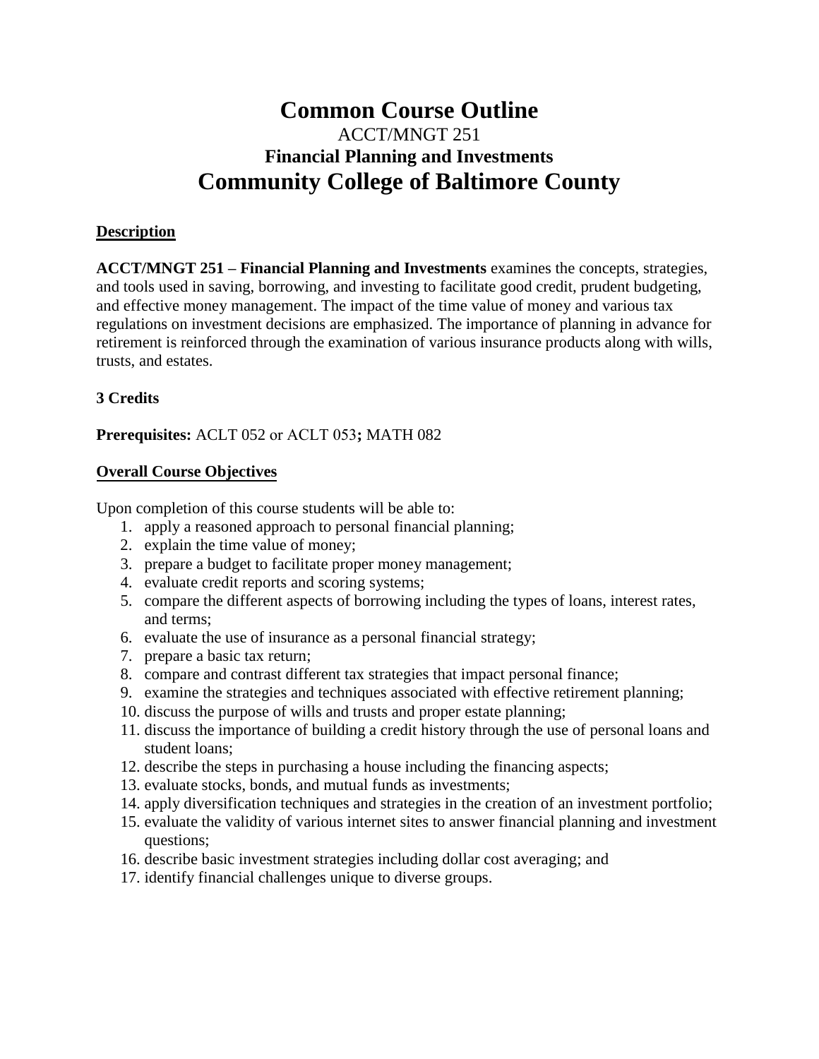# Common Course Outline

ACCT/MNGT 251

**Financial Planning and Investments**

## Community College of Baltimore County

**Description**

**ACCT/MNGT 251 – Financial Planning and Investments** examines the concepts, strategies, and tools used in saving, borrowing, and investing to facilitate good credit, prudent budgeting, and effective money management. The impact of the time value of money and various tax regulations on investment decisions are emphasized. The importance of planning in advance for retirement is reinforced through the examination of various insurance products along with wills, trusts, and estates.

**3 Credits**

**Prerequisites:** ACLT 052 or ACLT 053**;** MATH 082

**Overall Course Objectives**

Upon completion of this course students will be able to:

1. apply a reasoned approach to personal financial planning;
2. explain the time value of money;
3. prepare a budget to facilitate proper money management;
4. evaluate credit reports and scoring systems;
5. compare the different aspects of borrowing including the types of loans, interest rates, and terms;
6. evaluate the use of insurance as a personal financial strategy;
7. prepare a basic tax return;
8. compare and contrast different tax strategies that impact personal finance;
9. examine the strategies and techniques associated with effective retirement planning;
10. discuss the purpose of wills and trusts and proper estate planning;
11. discuss the importance of building a credit history through the use of personal loans and student loans;
12. describe the steps in purchasing a house including the financing aspects;
13. evaluate stocks, bonds, and mutual funds as investments;
14. apply diversification techniques and strategies in the creation of an investment portfolio;
15. evaluate the validity of various internet sites to answer financial planning and investment questions;
16. describe basic investment strategies including dollar cost averaging; and
17. identify financial challenges unique to diverse groups.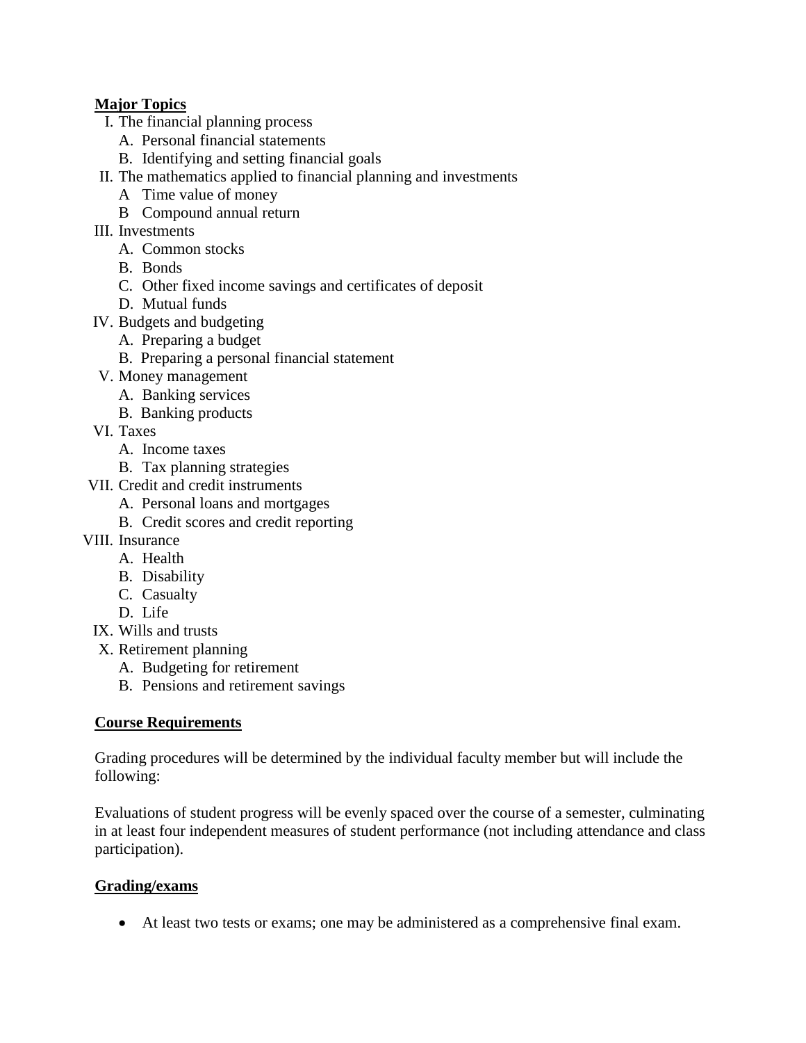## Major Topics

I. The financial planning process
   A. Personal financial statements
   B. Identifying and setting financial goals

II. The mathematics applied to financial planning and investments
   A Time value of money
   B Compound annual return

III. Investments
   A. Common stocks
   B. Bonds
   C. Other fixed income savings and certificates of deposit
   D. Mutual funds

IV. Budgets and budgeting
   A. Preparing a budget
   B. Preparing a personal financial statement

V. Money management
   A. Banking services
   B. Banking products

VI. Taxes
   A. Income taxes
   B. Tax planning strategies

VII. Credit and credit instruments
   A. Personal loans and mortgages
   B. Credit scores and credit reporting

VIII. Insurance
   A. Health
   B. Disability
   C. Casualty
   D. Life

IX. Wills and trusts

X. Retirement planning
   A. Budgeting for retirement
   B. Pensions and retirement savings

## Course Requirements

Grading procedures will be determined by the individual faculty member but will include the following:

Evaluations of student progress will be evenly spaced over the course of a semester, culminating in at least four independent measures of student performance (not including attendance and class participation).

## Grading/exams

- At least two tests or exams; one may be administered as a comprehensive final exam.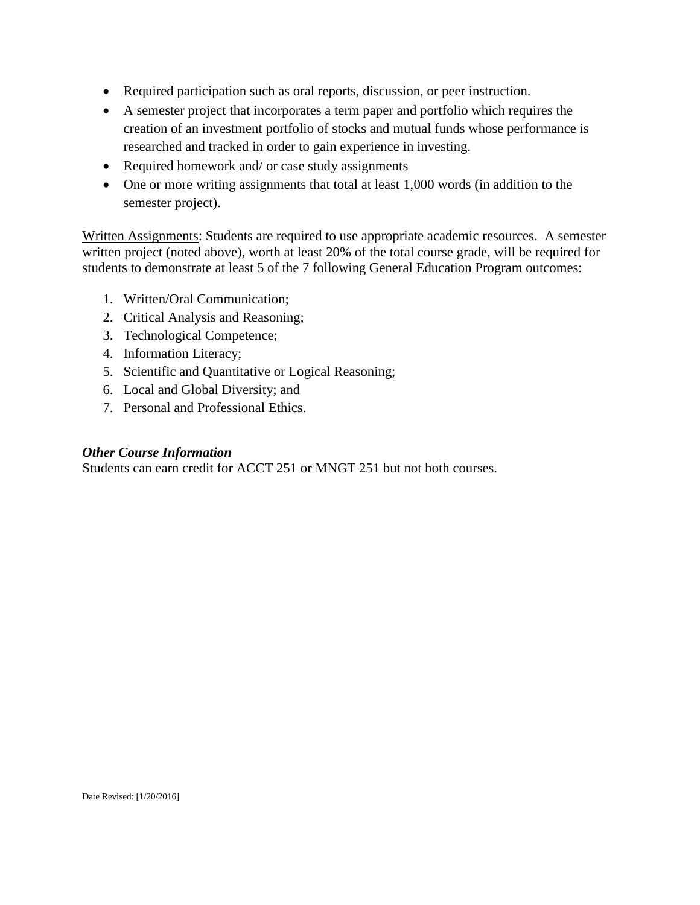- Required participation such as oral reports, discussion, or peer instruction.
- A semester project that incorporates a term paper and portfolio which requires the creation of an investment portfolio of stocks and mutual funds whose performance is researched and tracked in order to gain experience in investing.
- Required homework and/ or case study assignments
- One or more writing assignments that total at least 1,000 words (in addition to the semester project).

Written Assignments: Students are required to use appropriate academic resources. A semester written project (noted above), worth at least 20% of the total course grade, will be required for students to demonstrate at least 5 of the 7 following General Education Program outcomes:

1. Written/Oral Communication;
2. Critical Analysis and Reasoning;
3. Technological Competence;
4. Information Literacy;
5. Scientific and Quantitative or Logical Reasoning;
6. Local and Global Diversity; and
7. Personal and Professional Ethics.

***Other Course Information***

Students can earn credit for ACCT 251 or MNGT 251 but not both courses.

Date Revised: [1/20/2016]